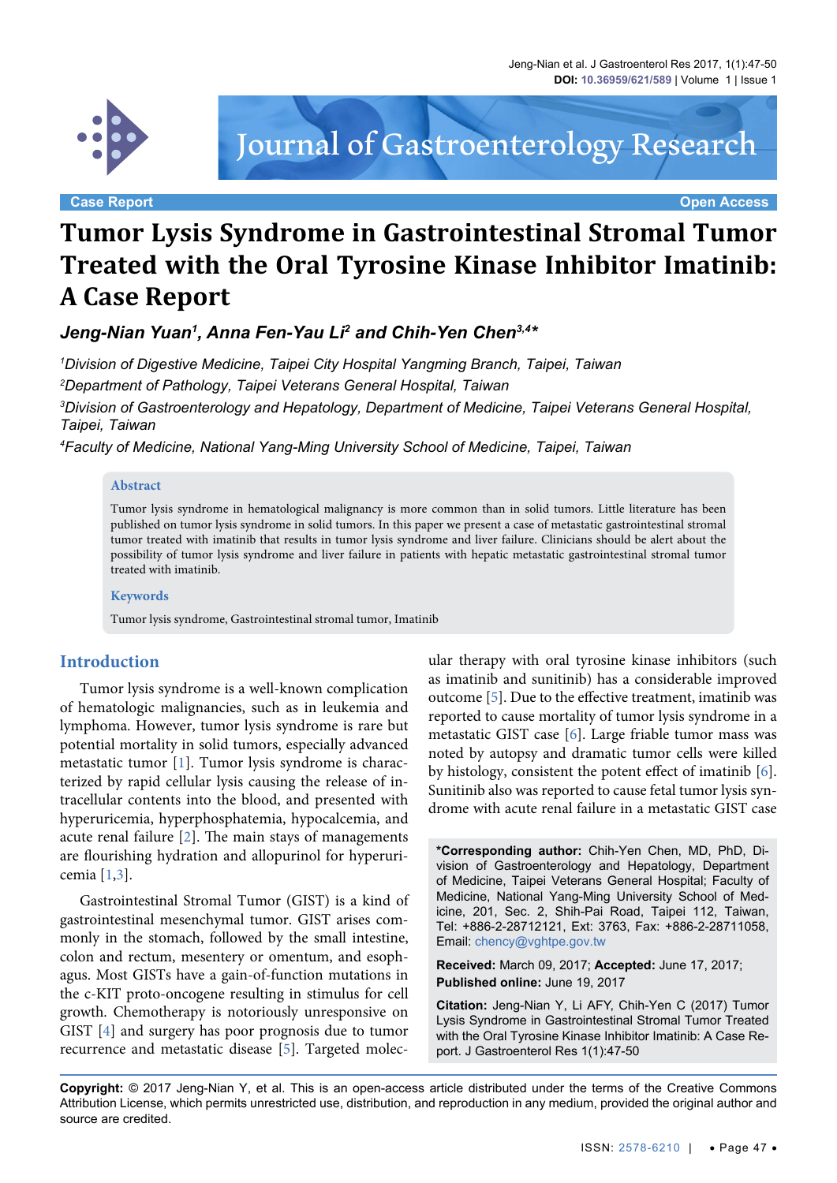Case Report | Open Access

# Tumor Lysis Syndrome in Gastrointestinal Stromal Tumor Treated with the Oral Tyrosine Kinase Inhibitor Imatinib: A Case Report

***Jeng-Nian Yuan[1], Anna Fen-Yau Li[2] and Chih-Yen Chen[3,4]****

*[1]Division of Digestive Medicine, Taipei City Hospital Yangming Branch, Taipei, Taiwan*

*[2]Department of Pathology, Taipei Veterans General Hospital, Taiwan*

*[3]Division of Gastroenterology and Hepatology, Department of Medicine, Taipei Veterans General Hospital, Taipei, Taiwan*

*[4]Faculty of Medicine, National Yang-Ming University School of Medicine, Taipei, Taiwan*

## Abstract

Tumor lysis syndrome in hematological malignancy is more common than in solid tumors. Little literature has been published on tumor lysis syndrome in solid tumors. In this paper we present a case of metastatic gastrointestinal stromal tumor treated with imatinib that results in tumor lysis syndrome and liver failure. Clinicians should be alert about the possibility of tumor lysis syndrome and liver failure in patients with hepatic metastatic gastrointestinal stromal tumor treated with imatinib.

## Keywords

Tumor lysis syndrome, Gastrointestinal stromal tumor, Imatinib

## Introduction

Tumor lysis syndrome is a well-known complication of hematologic malignancies, such as in leukemia and lymphoma. However, tumor lysis syndrome is rare but potential mortality in solid tumors, especially advanced metastatic tumor [1]. Tumor lysis syndrome is characterized by rapid cellular lysis causing the release of intracellular contents into the blood, and presented with hyperuricemia, hyperphosphatemia, hypocalcemia, and acute renal failure [2]. The main stays of managements are flourishing hydration and allopurinol for hyperuricemia [1,3].

Gastrointestinal Stromal Tumor (GIST) is a kind of gastrointestinal mesenchymal tumor. GIST arises commonly in the stomach, followed by the small intestine, colon and rectum, mesentery or omentum, and esophagus. Most GISTs have a gain-of-function mutations in the c-KIT proto-oncogene resulting in stimulus for cell growth. Chemotherapy is notoriously unresponsive on GIST [4] and surgery has poor prognosis due to tumor recurrence and metastatic disease [5]. Targeted molecular therapy with oral tyrosine kinase inhibitors (such as imatinib and sunitinib) has a considerable improved outcome [5]. Due to the effective treatment, imatinib was reported to cause mortality of tumor lysis syndrome in a metastatic GIST case [6]. Large friable tumor mass was noted by autopsy and dramatic tumor cells were killed by histology, consistent the potent effect of imatinib [6]. Sunitinib also was reported to cause fetal tumor lysis syndrome with acute renal failure in a metastatic GIST case

**\*Corresponding author:** Chih-Yen Chen, MD, PhD, Division of Gastroenterology and Hepatology, Department of Medicine, Taipei Veterans General Hospital; Faculty of Medicine, National Yang-Ming University School of Medicine, 201, Sec. 2, Shih-Pai Road, Taipei 112, Taiwan, Tel: +886-2-28712121, Ext: 3763, Fax: +886-2-28711058, Email: chency@vghtpe.gov.tw

**Received:** March 09, 2017; **Accepted:** June 17, 2017; **Published online:** June 19, 2017

**Citation:** Jeng-Nian Y, Li AFY, Chih-Yen C (2017) Tumor Lysis Syndrome in Gastrointestinal Stromal Tumor Treated with the Oral Tyrosine Kinase Inhibitor Imatinib: A Case Report. J Gastroenterol Res 1(1):47-50

**Copyright:** © 2017 Jeng-Nian Y, et al. This is an open-access article distributed under the terms of the Creative Commons Attribution License, which permits unrestricted use, distribution, and reproduction in any medium, provided the original author and source are credited.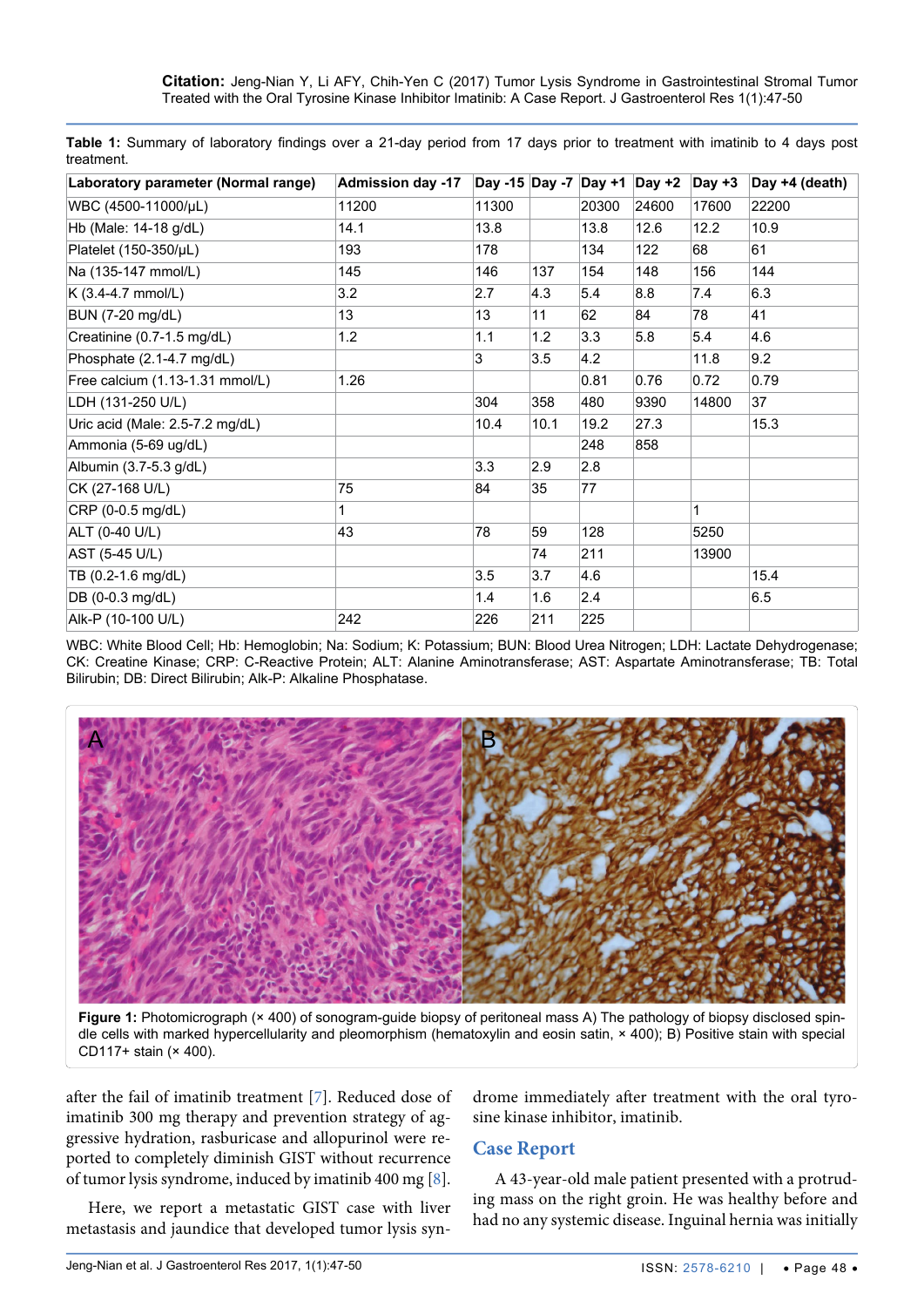**Table 1:** Summary of laboratory findings over a 21-day period from 17 days prior to treatment with imatinib to 4 days post treatment.

| Laboratory parameter (Normal range) | Admission day -17 | Day -15 | Day -7 | Day +1 | Day +2 | Day +3 | Day +4 (death) |
|---|---|---|---|---|---|---|---|
| WBC (4500-11000/μL) | 11200 | 11300 | | 20300 | 24600 | 17600 | 22200 |
| Hb (Male: 14-18 g/dL) | 14.1 | 13.8 | | 13.8 | 12.6 | 12.2 | 10.9 |
| Platelet (150-350/μL) | 193 | 178 | | 134 | 122 | 68 | 61 |
| Na (135-147 mmol/L) | 145 | 146 | 137 | 154 | 148 | 156 | 144 |
| K (3.4-4.7 mmol/L) | 3.2 | 2.7 | 4.3 | 5.4 | 8.8 | 7.4 | 6.3 |
| BUN (7-20 mg/dL) | 13 | 13 | 11 | 62 | 84 | 78 | 41 |
| Creatinine (0.7-1.5 mg/dL) | 1.2 | 1.1 | 1.2 | 3.3 | 5.8 | 5.4 | 4.6 |
| Phosphate (2.1-4.7 mg/dL) | | 3 | 3.5 | 4.2 | | 11.8 | 9.2 |
| Free calcium (1.13-1.31 mmol/L) | 1.26 | | | 0.81 | 0.76 | 0.72 | 0.79 |
| LDH (131-250 U/L) | | 304 | 358 | 480 | 9390 | 14800 | 37 |
| Uric acid (Male: 2.5-7.2 mg/dL) | | 10.4 | 10.1 | 19.2 | 27.3 | | 15.3 |
| Ammonia (5-69 ug/dL) | | | | 248 | 858 | | |
| Albumin (3.7-5.3 g/dL) | | 3.3 | 2.9 | 2.8 | | | |
| CK (27-168 U/L) | 75 | 84 | 35 | 77 | | | |
| CRP (0-0.5 mg/dL) | 1 | | | | | 1 | |
| ALT (0-40 U/L) | 43 | 78 | 59 | 128 | | 5250 | |
| AST (5-45 U/L) | | | 74 | 211 | | 13900 | |
| TB (0.2-1.6 mg/dL) | | 3.5 | 3.7 | 4.6 | | | 15.4 |
| DB (0-0.3 mg/dL) | | 1.4 | 1.6 | 2.4 | | | 6.5 |
| Alk-P (10-100 U/L) | 242 | 226 | 211 | 225 | | | |

WBC: White Blood Cell; Hb: Hemoglobin; Na: Sodium; K: Potassium; BUN: Blood Urea Nitrogen; LDH: Lactate Dehydrogenase; CK: Creatine Kinase; CRP: C-Reactive Protein; ALT: Alanine Aminotransferase; AST: Aspartate Aminotransferase; TB: Total Bilirubin; DB: Direct Bilirubin; Alk-P: Alkaline Phosphatase.

**Figure 1:** Photomicrograph (× 400) of sonogram-guide biopsy of peritoneal mass A) The pathology of biopsy disclosed spindle cells with marked hypercellularity and pleomorphism (hematoxylin and eosin satin, × 400); B) Positive stain with special CD117+ stain (× 400).

after the fail of imatinib treatment [7]. Reduced dose of imatinib 300 mg therapy and prevention strategy of aggressive hydration, rasburicase and allopurinol were reported to completely diminish GIST without recurrence of tumor lysis syndrome, induced by imatinib 400 mg [8].

Here, we report a metastatic GIST case with liver metastasis and jaundice that developed tumor lysis syndrome immediately after treatment with the oral tyrosine kinase inhibitor, imatinib.

## Case Report

A 43-year-old male patient presented with a protruding mass on the right groin. He was healthy before and had no any systemic disease. Inguinal hernia was initially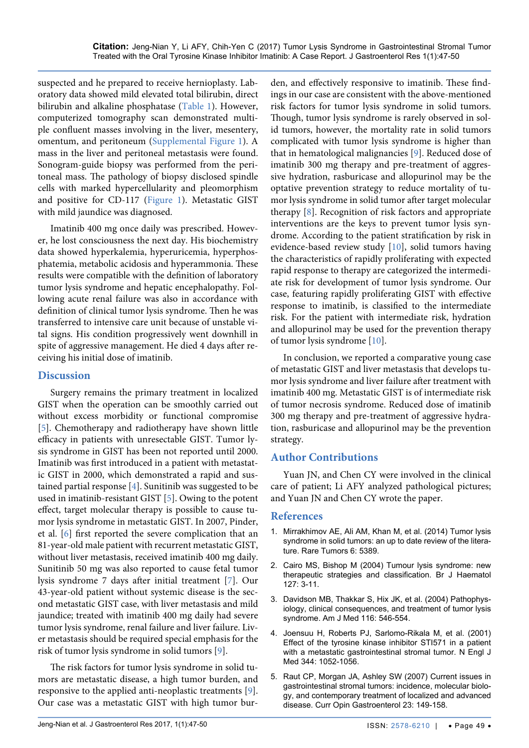suspected and he prepared to receive hernioplasty. Laboratory data showed mild elevated total bilirubin, direct bilirubin and alkaline phosphatase (Table 1). However, computerized tomography scan demonstrated multiple confluent masses involving in the liver, mesentery, omentum, and peritoneum (Supplemental Figure 1). A mass in the liver and peritoneal metastasis were found. Sonogram-guide biopsy was performed from the peritoneal mass. The pathology of biopsy disclosed spindle cells with marked hypercellularity and pleomorphism and positive for CD-117 (Figure 1). Metastatic GIST with mild jaundice was diagnosed.

Imatinib 400 mg once daily was prescribed. However, he lost consciousness the next day. His biochemistry data showed hyperkalemia, hyperuricemia, hyperphosphatemia, metabolic acidosis and hyperammonia. These results were compatible with the definition of laboratory tumor lysis syndrome and hepatic encephalopathy. Following acute renal failure was also in accordance with definition of clinical tumor lysis syndrome. Then he was transferred to intensive care unit because of unstable vital signs. His condition progressively went downhill in spite of aggressive management. He died 4 days after receiving his initial dose of imatinib.

## Discussion

Surgery remains the primary treatment in localized GIST when the operation can be smoothly carried out without excess morbidity or functional compromise [5]. Chemotherapy and radiotherapy have shown little efficacy in patients with unresectable GIST. Tumor lysis syndrome in GIST has been not reported until 2000. Imatinib was first introduced in a patient with metastatic GIST in 2000, which demonstrated a rapid and sustained partial response [4]. Sunitinib was suggested to be used in imatinib-resistant GIST [5]. Owing to the potent effect, target molecular therapy is possible to cause tumor lysis syndrome in metastatic GIST. In 2007, Pinder, et al. [6] first reported the severe complication that an 81-year-old male patient with recurrent metastatic GIST, without liver metastasis, received imatinib 400 mg daily. Sunitinib 50 mg was also reported to cause fetal tumor lysis syndrome 7 days after initial treatment [7]. Our 43-year-old patient without systemic disease is the second metastatic GIST case, with liver metastasis and mild jaundice; treated with imatinib 400 mg daily had severe tumor lysis syndrome, renal failure and liver failure. Liver metastasis should be required special emphasis for the risk of tumor lysis syndrome in solid tumors [9].

The risk factors for tumor lysis syndrome in solid tumors are metastatic disease, a high tumor burden, and responsive to the applied anti-neoplastic treatments [9]. Our case was a metastatic GIST with high tumor burden, and effectively responsive to imatinib. These findings in our case are consistent with the above-mentioned risk factors for tumor lysis syndrome in solid tumors. Though, tumor lysis syndrome is rarely observed in solid tumors, however, the mortality rate in solid tumors complicated with tumor lysis syndrome is higher than that in hematological malignancies [9]. Reduced dose of imatinib 300 mg therapy and pre-treatment of aggressive hydration, rasburicase and allopurinol may be the optative prevention strategy to reduce mortality of tumor lysis syndrome in solid tumor after target molecular therapy [8]. Recognition of risk factors and appropriate interventions are the keys to prevent tumor lysis syndrome. According to the patient stratification by risk in evidence-based review study [10], solid tumors having the characteristics of rapidly proliferating with expected rapid response to therapy are categorized the intermediate risk for development of tumor lysis syndrome. Our case, featuring rapidly proliferating GIST with effective response to imatinib, is classified to the intermediate risk. For the patient with intermediate risk, hydration and allopurinol may be used for the prevention therapy of tumor lysis syndrome [10].

In conclusion, we reported a comparative young case of metastatic GIST and liver metastasis that develops tumor lysis syndrome and liver failure after treatment with imatinib 400 mg. Metastatic GIST is of intermediate risk of tumor necrosis syndrome. Reduced dose of imatinib 300 mg therapy and pre-treatment of aggressive hydration, rasburicase and allopurinol may be the prevention strategy.

## Author Contributions

Yuan JN, and Chen CY were involved in the clinical care of patient; Li AFY analyzed pathological pictures; and Yuan JN and Chen CY wrote the paper.

## References

1. Mirrakhimov AE, Ali AM, Khan M, et al. (2014) Tumor lysis syndrome in solid tumors: an up to date review of the literature. Rare Tumors 6: 5389.
2. Cairo MS, Bishop M (2004) Tumour lysis syndrome: new therapeutic strategies and classification. Br J Haematol 127: 3-11.
3. Davidson MB, Thakkar S, Hix JK, et al. (2004) Pathophysiology, clinical consequences, and treatment of tumor lysis syndrome. Am J Med 116: 546-554.
4. Joensuu H, Roberts PJ, Sarlomo-Rikala M, et al. (2001) Effect of the tyrosine kinase inhibitor STI571 in a patient with a metastatic gastrointestinal stromal tumor. N Engl J Med 344: 1052-1056.
5. Raut CP, Morgan JA, Ashley SW (2007) Current issues in gastrointestinal stromal tumors: incidence, molecular biology, and contemporary treatment of localized and advanced disease. Curr Opin Gastroenterol 23: 149-158.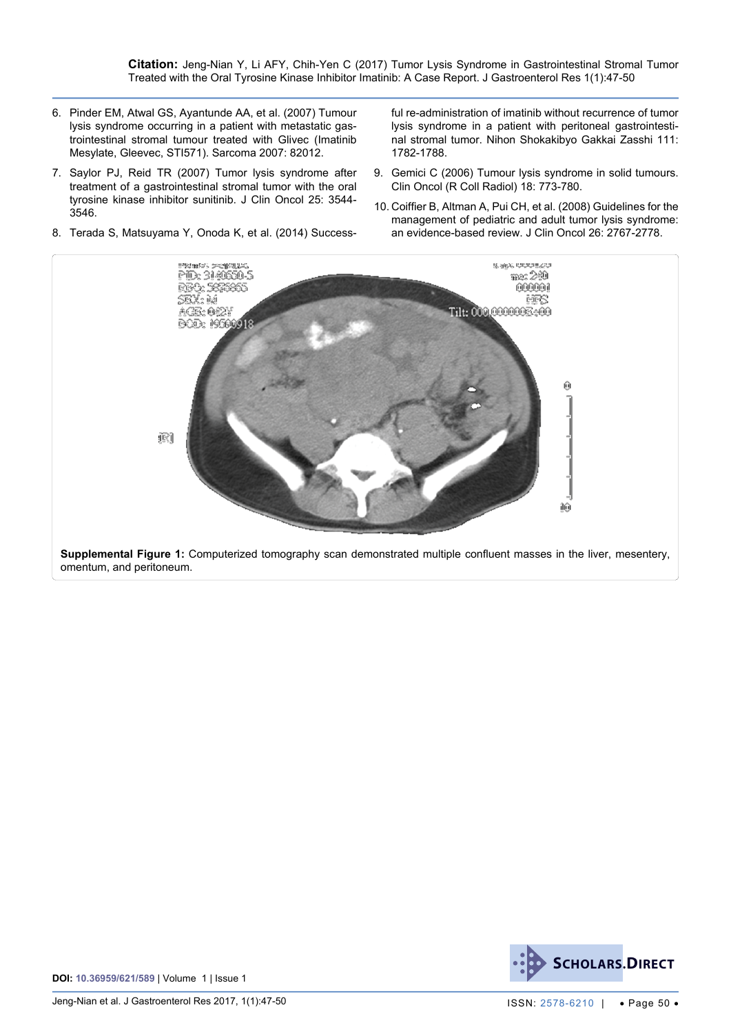6. Pinder EM, Atwal GS, Ayantunde AA, et al. (2007) Tumour lysis syndrome occurring in a patient with metastatic gastrointestinal stromal tumour treated with Glivec (Imatinib Mesylate, Gleevec, STI571). Sarcoma 2007: 82012.
7. Saylor PJ, Reid TR (2007) Tumor lysis syndrome after treatment of a gastrointestinal stromal tumor with the oral tyrosine kinase inhibitor sunitinib. J Clin Oncol 25: 3544-3546.
8. Terada S, Matsuyama Y, Onoda K, et al. (2014) Successful re-administration of imatinib without recurrence of tumor lysis syndrome in a patient with peritoneal gastrointestinal stromal tumor. Nihon Shokakibyo Gakkai Zasshi 111: 1782-1788.
9. Gemici C (2006) Tumour lysis syndrome in solid tumours. Clin Oncol (R Coll Radiol) 18: 773-780.
10. Coiffier B, Altman A, Pui CH, et al. (2008) Guidelines for the management of pediatric and adult tumor lysis syndrome: an evidence-based review. J Clin Oncol 26: 2767-2778.

**Supplemental Figure 1:** Computerized tomography scan demonstrated multiple confluent masses in the liver, mesentery, omentum, and peritoneum.